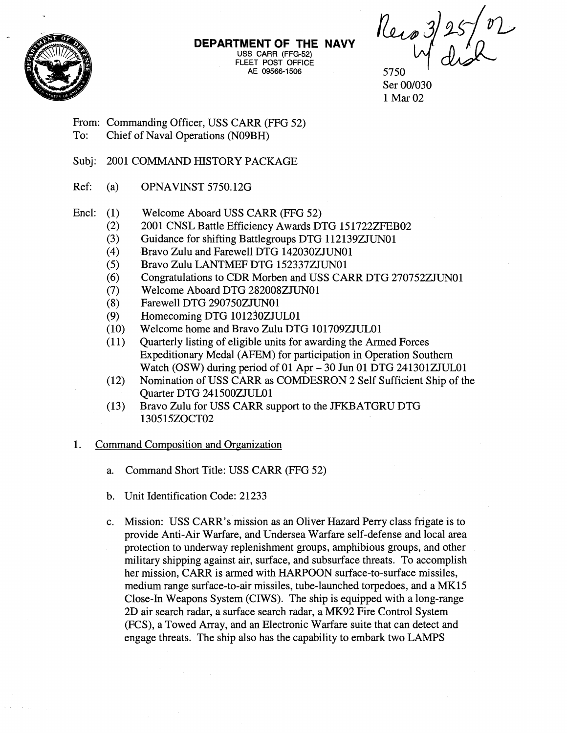**DEPARTMENT OF THE NAVY**
USS CARR (FFG-52)
FLEET POST OFFICE
AE 09566-1506

Recd 3/25/02 w/ disk

5750
Ser 00/030
1 Mar 02

From: Commanding Officer, USS CARR (FFG 52)
To: Chief of Naval Operations (N09BH)

Subj: 2001 COMMAND HISTORY PACKAGE

Ref: (a) OPNAVINST 5750.12G

Encl: (1) Welcome Aboard USS CARR (FFG 52)
(2) 2001 CNSL Battle Efficiency Awards DTG 151722ZFEB02
(3) Guidance for shifting Battlegroups DTG 112139ZJUN01
(4) Bravo Zulu and Farewell DTG 142030ZJUN01
(5) Bravo Zulu LANTMEF DTG 152337ZJUN01
(6) Congratulations to CDR Morben and USS CARR DTG 270752ZJUN01
(7) Welcome Aboard DTG 282008ZJUN01
(8) Farewell DTG 290750ZJUN01
(9) Homecoming DTG 101230ZJUL01
(10) Welcome home and Bravo Zulu DTG 101709ZJUL01
(11) Quarterly listing of eligible units for awarding the Armed Forces Expeditionary Medal (AFEM) for participation in Operation Southern Watch (OSW) during period of 01 Apr – 30 Jun 01 DTG 241301ZJUL01
(12) Nomination of USS CARR as COMDESRON 2 Self Sufficient Ship of the Quarter DTG 241500ZJUL01
(13) Bravo Zulu for USS CARR support to the JFKBATGRU DTG 130515ZOCT02

1. Command Composition and Organization

   a. Command Short Title: USS CARR (FFG 52)

   b. Unit Identification Code: 21233

   c. Mission: USS CARR's mission as an Oliver Hazard Perry class frigate is to provide Anti-Air Warfare, and Undersea Warfare self-defense and local area protection to underway replenishment groups, amphibious groups, and other military shipping against air, surface, and subsurface threats. To accomplish her mission, CARR is armed with HARPOON surface-to-surface missiles, medium range surface-to-air missiles, tube-launched torpedoes, and a MK15 Close-In Weapons System (CIWS). The ship is equipped with a long-range 2D air search radar, a surface search radar, a MK92 Fire Control System (FCS), a Towed Array, and an Electronic Warfare suite that can detect and engage threats. The ship also has the capability to embark two LAMPS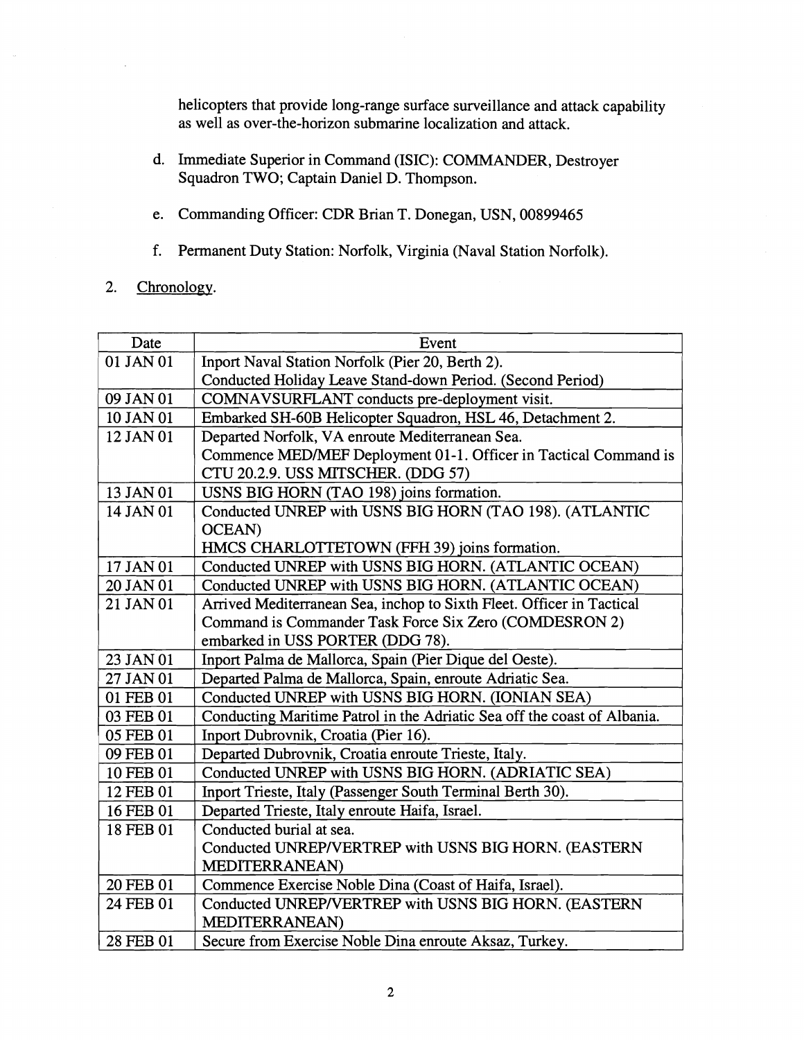helicopters that provide long-range surface surveillance and attack capability as well as over-the-horizon submarine localization and attack.

d. Immediate Superior in Command (ISIC): COMMANDER, Destroyer Squadron TWO; Captain Daniel D. Thompson.

e. Commanding Officer: CDR Brian T. Donegan, USN, 00899465

f. Permanent Duty Station: Norfolk, Virginia (Naval Station Norfolk).

2. Chronology.

| Date | Event |
|---|---|
| 01 JAN 01 | Inport Naval Station Norfolk (Pier 20, Berth 2).<br>Conducted Holiday Leave Stand-down Period. (Second Period) |
| 09 JAN 01 | COMNAVSURFLANT conducts pre-deployment visit. |
| 10 JAN 01 | Embarked SH-60B Helicopter Squadron, HSL 46, Detachment 2. |
| 12 JAN 01 | Departed Norfolk, VA enroute Mediterranean Sea.<br>Commence MED/MEF Deployment 01-1. Officer in Tactical Command is CTU 20.2.9. USS MITSCHER. (DDG 57) |
| 13 JAN 01 | USNS BIG HORN (TAO 198) joins formation. |
| 14 JAN 01 | Conducted UNREP with USNS BIG HORN (TAO 198). (ATLANTIC OCEAN)<br>HMCS CHARLOTTETOWN (FFH 39) joins formation. |
| 17 JAN 01 | Conducted UNREP with USNS BIG HORN. (ATLANTIC OCEAN) |
| 20 JAN 01 | Conducted UNREP with USNS BIG HORN. (ATLANTIC OCEAN) |
| 21 JAN 01 | Arrived Mediterranean Sea, inchop to Sixth Fleet. Officer in Tactical Command is Commander Task Force Six Zero (COMDESRON 2) embarked in USS PORTER (DDG 78). |
| 23 JAN 01 | Inport Palma de Mallorca, Spain (Pier Dique del Oeste). |
| 27 JAN 01 | Departed Palma de Mallorca, Spain, enroute Adriatic Sea. |
| 01 FEB 01 | Conducted UNREP with USNS BIG HORN. (IONIAN SEA) |
| 03 FEB 01 | Conducting Maritime Patrol in the Adriatic Sea off the coast of Albania. |
| 05 FEB 01 | Inport Dubrovnik, Croatia (Pier 16). |
| 09 FEB 01 | Departed Dubrovnik, Croatia enroute Trieste, Italy. |
| 10 FEB 01 | Conducted UNREP with USNS BIG HORN. (ADRIATIC SEA) |
| 12 FEB 01 | Inport Trieste, Italy (Passenger South Terminal Berth 30). |
| 16 FEB 01 | Departed Trieste, Italy enroute Haifa, Israel. |
| 18 FEB 01 | Conducted burial at sea.<br>Conducted UNREP/VERTREP with USNS BIG HORN. (EASTERN MEDITERRANEAN) |
| 20 FEB 01 | Commence Exercise Noble Dina (Coast of Haifa, Israel). |
| 24 FEB 01 | Conducted UNREP/VERTREP with USNS BIG HORN. (EASTERN MEDITERRANEAN) |
| 28 FEB 01 | Secure from Exercise Noble Dina enroute Aksaz, Turkey. |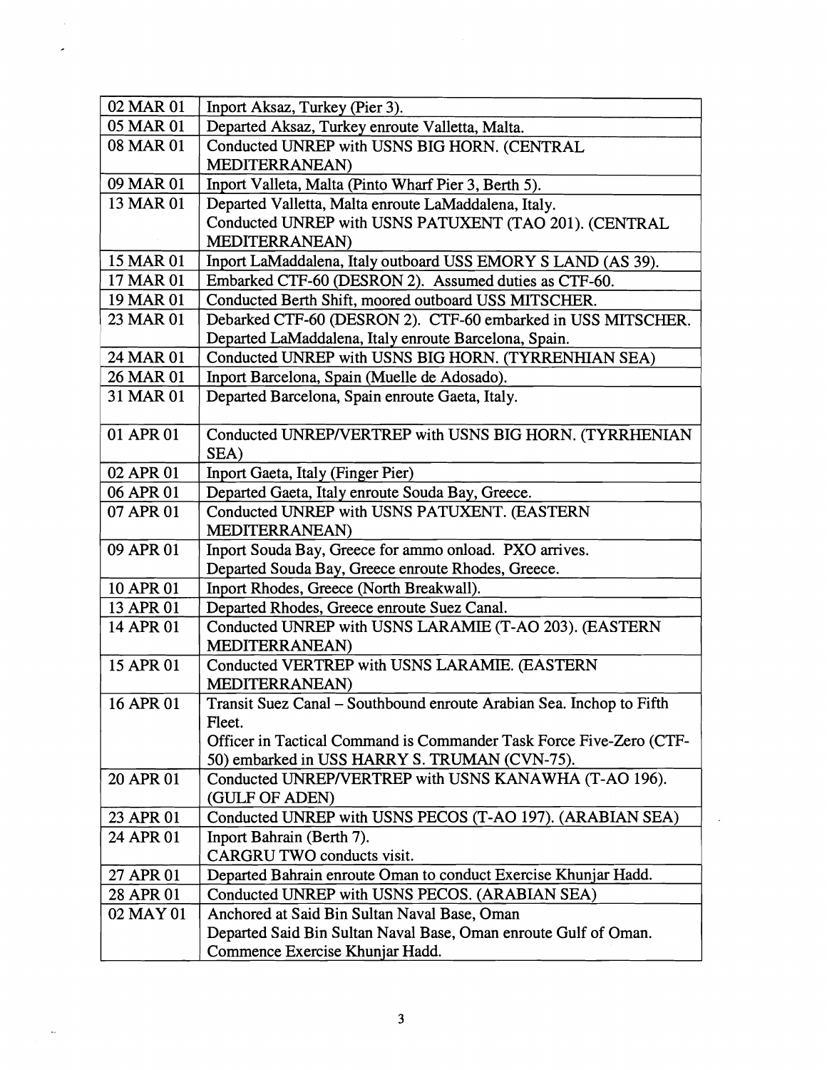| | |
|---|---|
| 02 MAR 01 | Inport Aksaz, Turkey (Pier 3). |
| 05 MAR 01 | Departed Aksaz, Turkey enroute Valletta, Malta. |
| 08 MAR 01 | Conducted UNREP with USNS BIG HORN. (CENTRAL MEDITERRANEAN) |
| 09 MAR 01 | Inport Valleta, Malta (Pinto Wharf Pier 3, Berth 5). |
| 13 MAR 01 | Departed Valletta, Malta enroute LaMaddalena, Italy.<br>Conducted UNREP with USNS PATUXENT (TAO 201). (CENTRAL MEDITERRANEAN) |
| 15 MAR 01 | Inport LaMaddalena, Italy outboard USS EMORY S LAND (AS 39). |
| 17 MAR 01 | Embarked CTF-60 (DESRON 2). Assumed duties as CTF-60. |
| 19 MAR 01 | Conducted Berth Shift, moored outboard USS MITSCHER. |
| 23 MAR 01 | Debarked CTF-60 (DESRON 2). CTF-60 embarked in USS MITSCHER.<br>Departed LaMaddalena, Italy enroute Barcelona, Spain. |
| 24 MAR 01 | Conducted UNREP with USNS BIG HORN. (TYRRENHIAN SEA) |
| 26 MAR 01 | Inport Barcelona, Spain (Muelle de Adosado). |
| 31 MAR 01 | Departed Barcelona, Spain enroute Gaeta, Italy. |
| 01 APR 01 | Conducted UNREP/VERTREP with USNS BIG HORN. (TYRRHENIAN SEA) |
| 02 APR 01 | Inport Gaeta, Italy (Finger Pier) |
| 06 APR 01 | Departed Gaeta, Italy enroute Souda Bay, Greece. |
| 07 APR 01 | Conducted UNREP with USNS PATUXENT. (EASTERN MEDITERRANEAN) |
| 09 APR 01 | Inport Souda Bay, Greece for ammo onload. PXO arrives.<br>Departed Souda Bay, Greece enroute Rhodes, Greece. |
| 10 APR 01 | Inport Rhodes, Greece (North Breakwall). |
| 13 APR 01 | Departed Rhodes, Greece enroute Suez Canal. |
| 14 APR 01 | Conducted UNREP with USNS LARAMIE (T-AO 203). (EASTERN MEDITERRANEAN) |
| 15 APR 01 | Conducted VERTREP with USNS LARAMIE. (EASTERN MEDITERRANEAN) |
| 16 APR 01 | Transit Suez Canal – Southbound enroute Arabian Sea. Inchop to Fifth Fleet.<br>Officer in Tactical Command is Commander Task Force Five-Zero (CTF-50) embarked in USS HARRY S. TRUMAN (CVN-75). |
| 20 APR 01 | Conducted UNREP/VERTREP with USNS KANAWHA (T-AO 196). (GULF OF ADEN) |
| 23 APR 01 | Conducted UNREP with USNS PECOS (T-AO 197). (ARABIAN SEA) |
| 24 APR 01 | Inport Bahrain (Berth 7).<br>CARGRU TWO conducts visit. |
| 27 APR 01 | Departed Bahrain enroute Oman to conduct Exercise Khunjar Hadd. |
| 28 APR 01 | Conducted UNREP with USNS PECOS. (ARABIAN SEA) |
| 02 MAY 01 | Anchored at Said Bin Sultan Naval Base, Oman<br>Departed Said Bin Sultan Naval Base, Oman enroute Gulf of Oman.<br>Commence Exercise Khunjar Hadd. |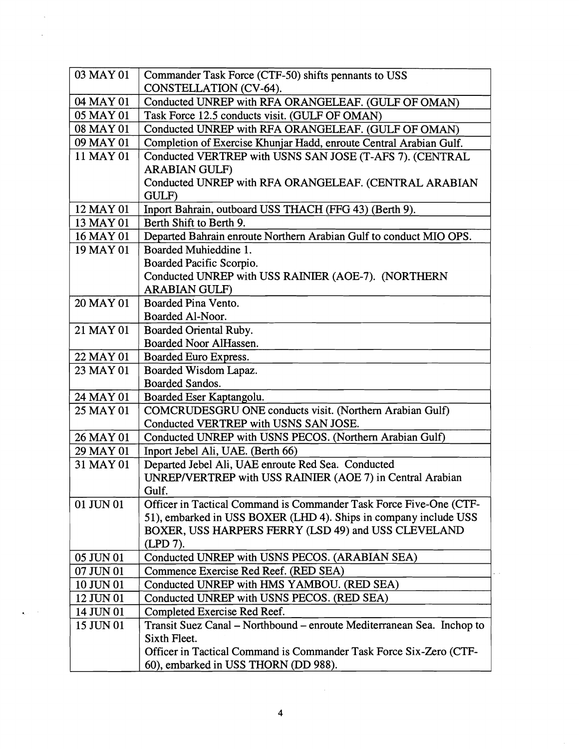| | |
|---|---|
| 03 MAY 01 | Commander Task Force (CTF-50) shifts pennants to USS CONSTELLATION (CV-64). |
| 04 MAY 01 | Conducted UNREP with RFA ORANGELEAF. (GULF OF OMAN) |
| 05 MAY 01 | Task Force 12.5 conducts visit. (GULF OF OMAN) |
| 08 MAY 01 | Conducted UNREP with RFA ORANGELEAF. (GULF OF OMAN) |
| 09 MAY 01 | Completion of Exercise Khunjar Hadd, enroute Central Arabian Gulf. |
| 11 MAY 01 | Conducted VERTREP with USNS SAN JOSE (T-AFS 7). (CENTRAL ARABIAN GULF)<br>Conducted UNREP with RFA ORANGELEAF. (CENTRAL ARABIAN GULF) |
| 12 MAY 01 | Inport Bahrain, outboard USS THACH (FFG 43) (Berth 9). |
| 13 MAY 01 | Berth Shift to Berth 9. |
| 16 MAY 01 | Departed Bahrain enroute Northern Arabian Gulf to conduct MIO OPS. |
| 19 MAY 01 | Boarded Muhieddine 1.<br>Boarded Pacific Scorpio.<br>Conducted UNREP with USS RAINIER (AOE-7). (NORTHERN ARABIAN GULF) |
| 20 MAY 01 | Boarded Pina Vento.<br>Boarded Al-Noor. |
| 21 MAY 01 | Boarded Oriental Ruby.<br>Boarded Noor AlHassen. |
| 22 MAY 01 | Boarded Euro Express. |
| 23 MAY 01 | Boarded Wisdom Lapaz.<br>Boarded Sandos. |
| 24 MAY 01 | Boarded Eser Kaptangolu. |
| 25 MAY 01 | COMCRUDESGRU ONE conducts visit. (Northern Arabian Gulf)<br>Conducted VERTREP with USNS SAN JOSE. |
| 26 MAY 01 | Conducted UNREP with USNS PECOS. (Northern Arabian Gulf) |
| 29 MAY 01 | Inport Jebel Ali, UAE. (Berth 66) |
| 31 MAY 01 | Departed Jebel Ali, UAE enroute Red Sea. Conducted UNREP/VERTREP with USS RAINIER (AOE 7) in Central Arabian Gulf. |
| 01 JUN 01 | Officer in Tactical Command is Commander Task Force Five-One (CTF-51), embarked in USS BOXER (LHD 4). Ships in company include USS BOXER, USS HARPERS FERRY (LSD 49) and USS CLEVELAND (LPD 7). |
| 05 JUN 01 | Conducted UNREP with USNS PECOS. (ARABIAN SEA) |
| 07 JUN 01 | Commence Exercise Red Reef. (RED SEA) |
| 10 JUN 01 | Conducted UNREP with HMS YAMBOU. (RED SEA) |
| 12 JUN 01 | Conducted UNREP with USNS PECOS. (RED SEA) |
| 14 JUN 01 | Completed Exercise Red Reef. |
| 15 JUN 01 | Transit Suez Canal – Northbound – enroute Mediterranean Sea. Inchop to Sixth Fleet.<br>Officer in Tactical Command is Commander Task Force Six-Zero (CTF-60), embarked in USS THORN (DD 988). |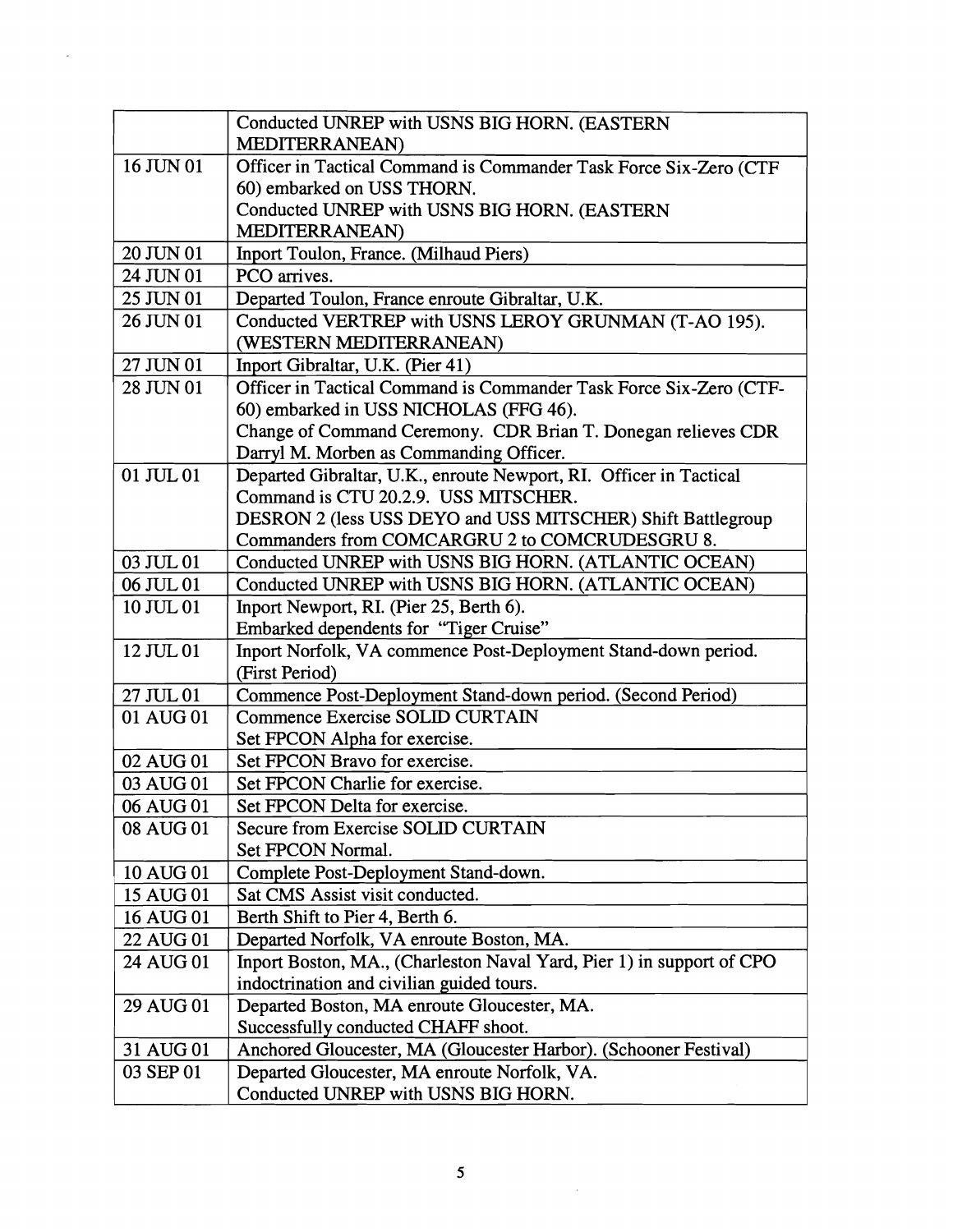| | |
|---|---|
| | Conducted UNREP with USNS BIG HORN. (EASTERN MEDITERRANEAN) |
| 16 JUN 01 | Officer in Tactical Command is Commander Task Force Six-Zero (CTF 60) embarked on USS THORN.<br>Conducted UNREP with USNS BIG HORN. (EASTERN MEDITERRANEAN) |
| 20 JUN 01 | Inport Toulon, France. (Milhaud Piers) |
| 24 JUN 01 | PCO arrives. |
| 25 JUN 01 | Departed Toulon, France enroute Gibraltar, U.K. |
| 26 JUN 01 | Conducted VERTREP with USNS LEROY GRUNMAN (T-AO 195). (WESTERN MEDITERRANEAN) |
| 27 JUN 01 | Inport Gibraltar, U.K. (Pier 41) |
| 28 JUN 01 | Officer in Tactical Command is Commander Task Force Six-Zero (CTF-60) embarked in USS NICHOLAS (FFG 46).<br>Change of Command Ceremony. CDR Brian T. Donegan relieves CDR Darryl M. Morben as Commanding Officer. |
| 01 JUL 01 | Departed Gibraltar, U.K., enroute Newport, RI. Officer in Tactical Command is CTU 20.2.9. USS MITSCHER.<br>DESRON 2 (less USS DEYO and USS MITSCHER) Shift Battlegroup Commanders from COMCARGRU 2 to COMCRUDESGRU 8. |
| 03 JUL 01 | Conducted UNREP with USNS BIG HORN. (ATLANTIC OCEAN) |
| 06 JUL 01 | Conducted UNREP with USNS BIG HORN. (ATLANTIC OCEAN) |
| 10 JUL 01 | Inport Newport, RI. (Pier 25, Berth 6).<br>Embarked dependents for "Tiger Cruise" |
| 12 JUL 01 | Inport Norfolk, VA commence Post-Deployment Stand-down period. (First Period) |
| 27 JUL 01 | Commence Post-Deployment Stand-down period. (Second Period) |
| 01 AUG 01 | Commence Exercise SOLID CURTAIN<br>Set FPCON Alpha for exercise. |
| 02 AUG 01 | Set FPCON Bravo for exercise. |
| 03 AUG 01 | Set FPCON Charlie for exercise. |
| 06 AUG 01 | Set FPCON Delta for exercise. |
| 08 AUG 01 | Secure from Exercise SOLID CURTAIN<br>Set FPCON Normal. |
| 10 AUG 01 | Complete Post-Deployment Stand-down. |
| 15 AUG 01 | Sat CMS Assist visit conducted. |
| 16 AUG 01 | Berth Shift to Pier 4, Berth 6. |
| 22 AUG 01 | Departed Norfolk, VA enroute Boston, MA. |
| 24 AUG 01 | Inport Boston, MA., (Charleston Naval Yard, Pier 1) in support of CPO indoctrination and civilian guided tours. |
| 29 AUG 01 | Departed Boston, MA enroute Gloucester, MA.<br>Successfully conducted CHAFF shoot. |
| 31 AUG 01 | Anchored Gloucester, MA (Gloucester Harbor). (Schooner Festival) |
| 03 SEP 01 | Departed Gloucester, MA enroute Norfolk, VA.<br>Conducted UNREP with USNS BIG HORN. |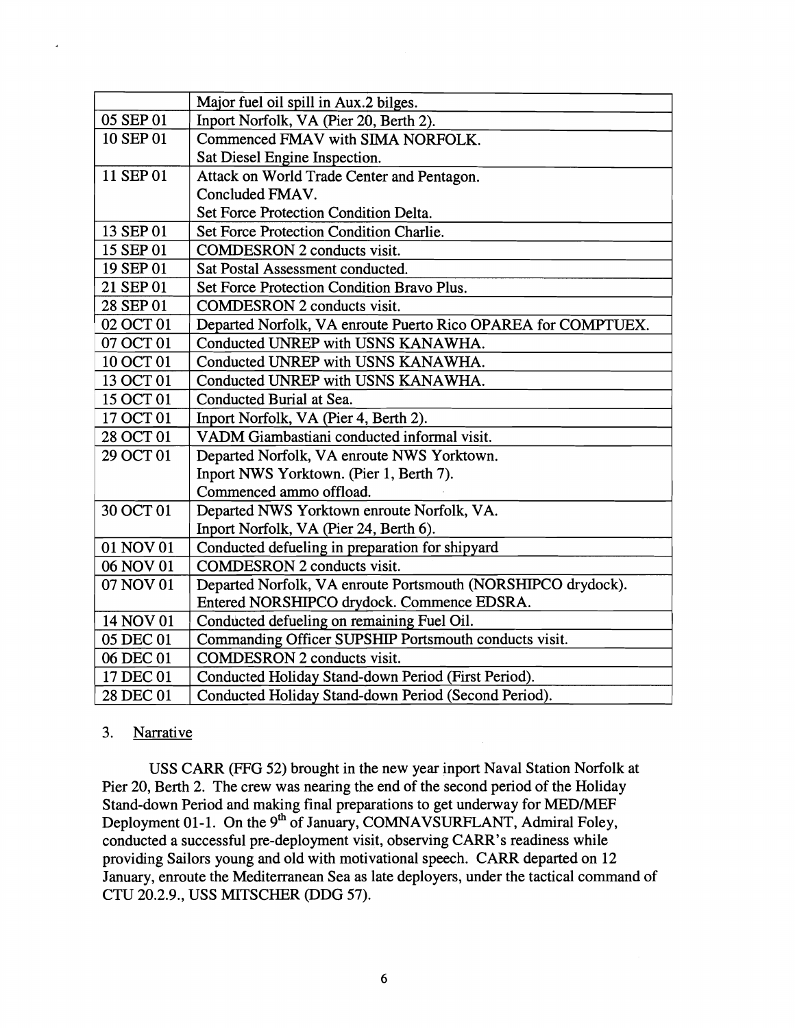| | |
|---|---|
| | Major fuel oil spill in Aux.2 bilges. |
| 05 SEP 01 | Inport Norfolk, VA (Pier 20, Berth 2). |
| 10 SEP 01 | Commenced FMAV with SIMA NORFOLK.<br>Sat Diesel Engine Inspection. |
| 11 SEP 01 | Attack on World Trade Center and Pentagon.<br>Concluded FMAV.<br>Set Force Protection Condition Delta. |
| 13 SEP 01 | Set Force Protection Condition Charlie. |
| 15 SEP 01 | COMDESRON 2 conducts visit. |
| 19 SEP 01 | Sat Postal Assessment conducted. |
| 21 SEP 01 | Set Force Protection Condition Bravo Plus. |
| 28 SEP 01 | COMDESRON 2 conducts visit. |
| 02 OCT 01 | Departed Norfolk, VA enroute Puerto Rico OPAREA for COMPTUEX. |
| 07 OCT 01 | Conducted UNREP with USNS KANAWHA. |
| 10 OCT 01 | Conducted UNREP with USNS KANAWHA. |
| 13 OCT 01 | Conducted UNREP with USNS KANAWHA. |
| 15 OCT 01 | Conducted Burial at Sea. |
| 17 OCT 01 | Inport Norfolk, VA (Pier 4, Berth 2). |
| 28 OCT 01 | VADM Giambastiani conducted informal visit. |
| 29 OCT 01 | Departed Norfolk, VA enroute NWS Yorktown.<br>Inport NWS Yorktown. (Pier 1, Berth 7).<br>Commenced ammo offload. |
| 30 OCT 01 | Departed NWS Yorktown enroute Norfolk, VA.<br>Inport Norfolk, VA (Pier 24, Berth 6). |
| 01 NOV 01 | Conducted defueling in preparation for shipyard |
| 06 NOV 01 | COMDESRON 2 conducts visit. |
| 07 NOV 01 | Departed Norfolk, VA enroute Portsmouth (NORSHIPCO drydock).<br>Entered NORSHIPCO drydock. Commence EDSRA. |
| 14 NOV 01 | Conducted defueling on remaining Fuel Oil. |
| 05 DEC 01 | Commanding Officer SUPSHIP Portsmouth conducts visit. |
| 06 DEC 01 | COMDESRON 2 conducts visit. |
| 17 DEC 01 | Conducted Holiday Stand-down Period (First Period). |
| 28 DEC 01 | Conducted Holiday Stand-down Period (Second Period). |

3. Narrative

USS CARR (FFG 52) brought in the new year inport Naval Station Norfolk at Pier 20, Berth 2. The crew was nearing the end of the second period of the Holiday Stand-down Period and making final preparations to get underway for MED/MEF Deployment 01-1. On the 9th of January, COMNAVSURFLANT, Admiral Foley, conducted a successful pre-deployment visit, observing CARR's readiness while providing Sailors young and old with motivational speech. CARR departed on 12 January, enroute the Mediterranean Sea as late deployers, under the tactical command of CTU 20.2.9., USS MITSCHER (DDG 57).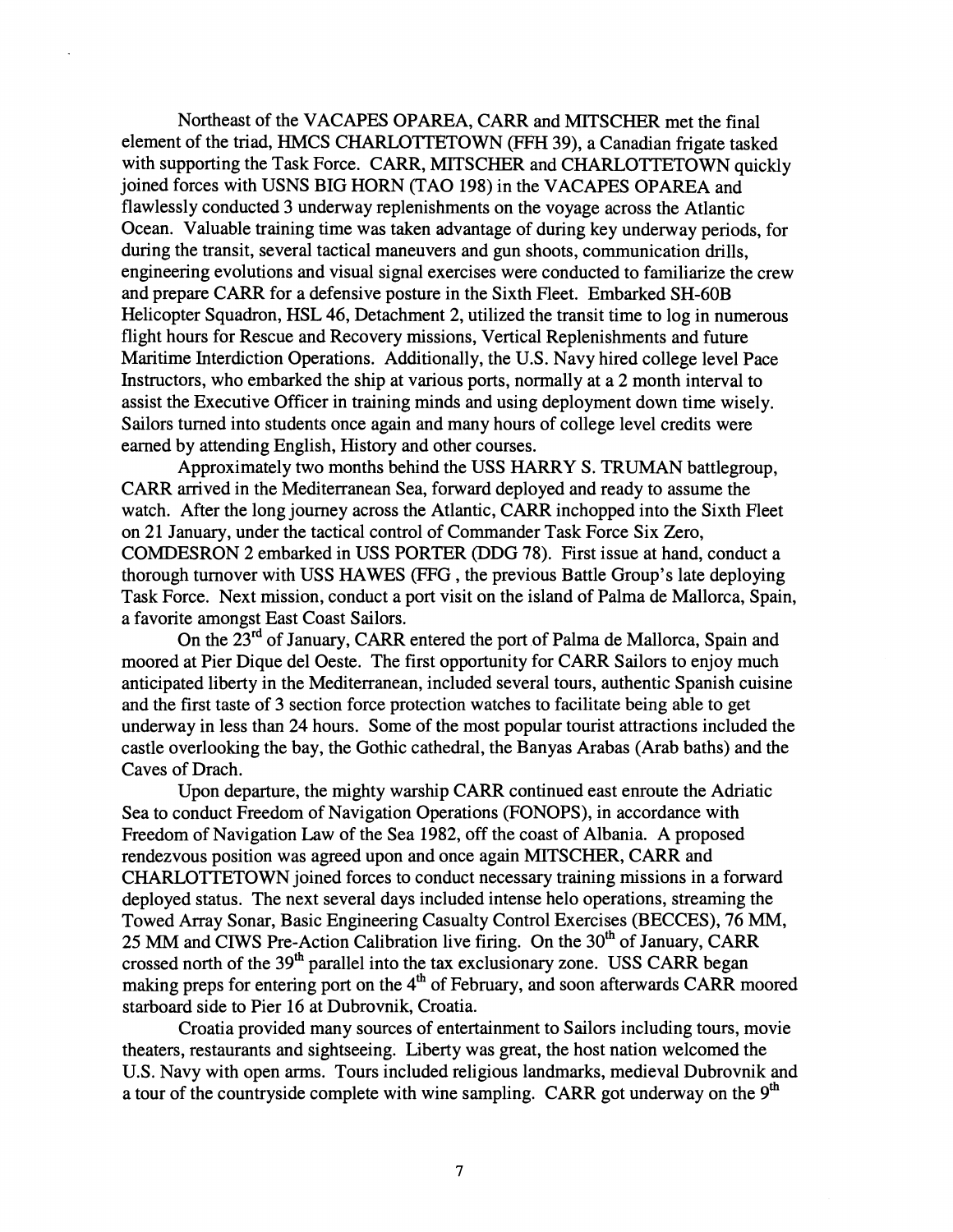Northeast of the VACAPES OPAREA, CARR and MITSCHER met the final element of the triad, HMCS CHARLOTTETOWN (FFH 39), a Canadian frigate tasked with supporting the Task Force. CARR, MITSCHER and CHARLOTTETOWN quickly joined forces with USNS BIG HORN (TAO 198) in the VACAPES OPAREA and flawlessly conducted 3 underway replenishments on the voyage across the Atlantic Ocean. Valuable training time was taken advantage of during key underway periods, for during the transit, several tactical maneuvers and gun shoots, communication drills, engineering evolutions and visual signal exercises were conducted to familiarize the crew and prepare CARR for a defensive posture in the Sixth Fleet. Embarked SH-60B Helicopter Squadron, HSL 46, Detachment 2, utilized the transit time to log in numerous flight hours for Rescue and Recovery missions, Vertical Replenishments and future Maritime Interdiction Operations. Additionally, the U.S. Navy hired college level Pace Instructors, who embarked the ship at various ports, normally at a 2 month interval to assist the Executive Officer in training minds and using deployment down time wisely. Sailors turned into students once again and many hours of college level credits were earned by attending English, History and other courses.

Approximately two months behind the USS HARRY S. TRUMAN battlegroup, CARR arrived in the Mediterranean Sea, forward deployed and ready to assume the watch. After the long journey across the Atlantic, CARR inchopped into the Sixth Fleet on 21 January, under the tactical control of Commander Task Force Six Zero, COMDESRON 2 embarked in USS PORTER (DDG 78). First issue at hand, conduct a thorough turnover with USS HAWES (FFG , the previous Battle Group's late deploying Task Force. Next mission, conduct a port visit on the island of Palma de Mallorca, Spain, a favorite amongst East Coast Sailors.

On the 23rd of January, CARR entered the port of Palma de Mallorca, Spain and moored at Pier Dique del Oeste. The first opportunity for CARR Sailors to enjoy much anticipated liberty in the Mediterranean, included several tours, authentic Spanish cuisine and the first taste of 3 section force protection watches to facilitate being able to get underway in less than 24 hours. Some of the most popular tourist attractions included the castle overlooking the bay, the Gothic cathedral, the Banyas Arabas (Arab baths) and the Caves of Drach.

Upon departure, the mighty warship CARR continued east enroute the Adriatic Sea to conduct Freedom of Navigation Operations (FONOPS), in accordance with Freedom of Navigation Law of the Sea 1982, off the coast of Albania. A proposed rendezvous position was agreed upon and once again MITSCHER, CARR and CHARLOTTETOWN joined forces to conduct necessary training missions in a forward deployed status. The next several days included intense helo operations, streaming the Towed Array Sonar, Basic Engineering Casualty Control Exercises (BECCES), 76 MM, 25 MM and CIWS Pre-Action Calibration live firing. On the 30th of January, CARR crossed north of the 39th parallel into the tax exclusionary zone. USS CARR began making preps for entering port on the 4th of February, and soon afterwards CARR moored starboard side to Pier 16 at Dubrovnik, Croatia.

Croatia provided many sources of entertainment to Sailors including tours, movie theaters, restaurants and sightseeing. Liberty was great, the host nation welcomed the U.S. Navy with open arms. Tours included religious landmarks, medieval Dubrovnik and a tour of the countryside complete with wine sampling. CARR got underway on the 9th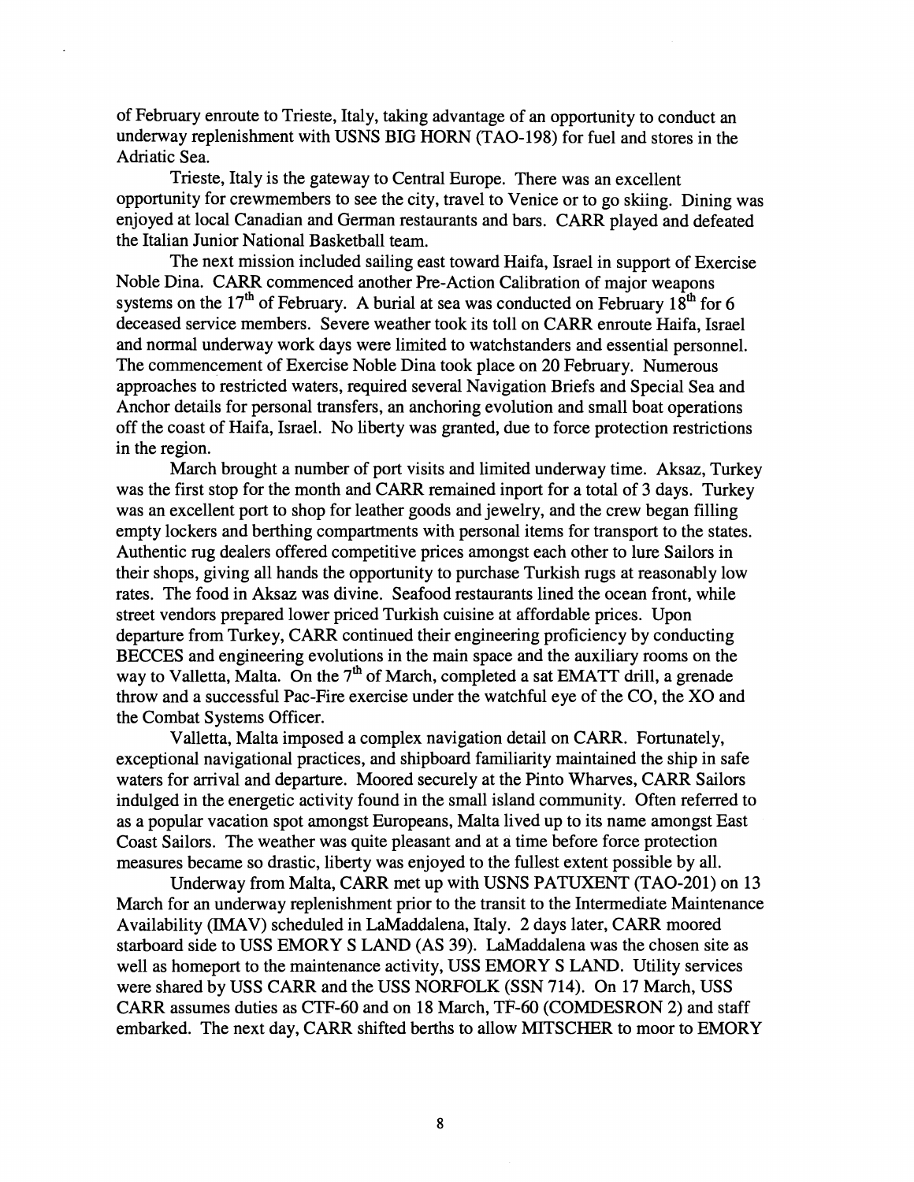of February enroute to Trieste, Italy, taking advantage of an opportunity to conduct an underway replenishment with USNS BIG HORN (TAO-198) for fuel and stores in the Adriatic Sea.

Trieste, Italy is the gateway to Central Europe. There was an excellent opportunity for crewmembers to see the city, travel to Venice or to go skiing. Dining was enjoyed at local Canadian and German restaurants and bars. CARR played and defeated the Italian Junior National Basketball team.

The next mission included sailing east toward Haifa, Israel in support of Exercise Noble Dina. CARR commenced another Pre-Action Calibration of major weapons systems on the 17th of February. A burial at sea was conducted on February 18th for 6 deceased service members. Severe weather took its toll on CARR enroute Haifa, Israel and normal underway work days were limited to watchstanders and essential personnel. The commencement of Exercise Noble Dina took place on 20 February. Numerous approaches to restricted waters, required several Navigation Briefs and Special Sea and Anchor details for personal transfers, an anchoring evolution and small boat operations off the coast of Haifa, Israel. No liberty was granted, due to force protection restrictions in the region.

March brought a number of port visits and limited underway time. Aksaz, Turkey was the first stop for the month and CARR remained inport for a total of 3 days. Turkey was an excellent port to shop for leather goods and jewelry, and the crew began filling empty lockers and berthing compartments with personal items for transport to the states. Authentic rug dealers offered competitive prices amongst each other to lure Sailors in their shops, giving all hands the opportunity to purchase Turkish rugs at reasonably low rates. The food in Aksaz was divine. Seafood restaurants lined the ocean front, while street vendors prepared lower priced Turkish cuisine at affordable prices. Upon departure from Turkey, CARR continued their engineering proficiency by conducting BECCES and engineering evolutions in the main space and the auxiliary rooms on the way to Valletta, Malta. On the 7th of March, completed a sat EMATT drill, a grenade throw and a successful Pac-Fire exercise under the watchful eye of the CO, the XO and the Combat Systems Officer.

Valletta, Malta imposed a complex navigation detail on CARR. Fortunately, exceptional navigational practices, and shipboard familiarity maintained the ship in safe waters for arrival and departure. Moored securely at the Pinto Wharves, CARR Sailors indulged in the energetic activity found in the small island community. Often referred to as a popular vacation spot amongst Europeans, Malta lived up to its name amongst East Coast Sailors. The weather was quite pleasant and at a time before force protection measures became so drastic, liberty was enjoyed to the fullest extent possible by all.

Underway from Malta, CARR met up with USNS PATUXENT (TAO-201) on 13 March for an underway replenishment prior to the transit to the Intermediate Maintenance Availability (IMAV) scheduled in LaMaddalena, Italy. 2 days later, CARR moored starboard side to USS EMORY S LAND (AS 39). LaMaddalena was the chosen site as well as homeport to the maintenance activity, USS EMORY S LAND. Utility services were shared by USS CARR and the USS NORFOLK (SSN 714). On 17 March, USS CARR assumes duties as CTF-60 and on 18 March, TF-60 (COMDESRON 2) and staff embarked. The next day, CARR shifted berths to allow MITSCHER to moor to EMORY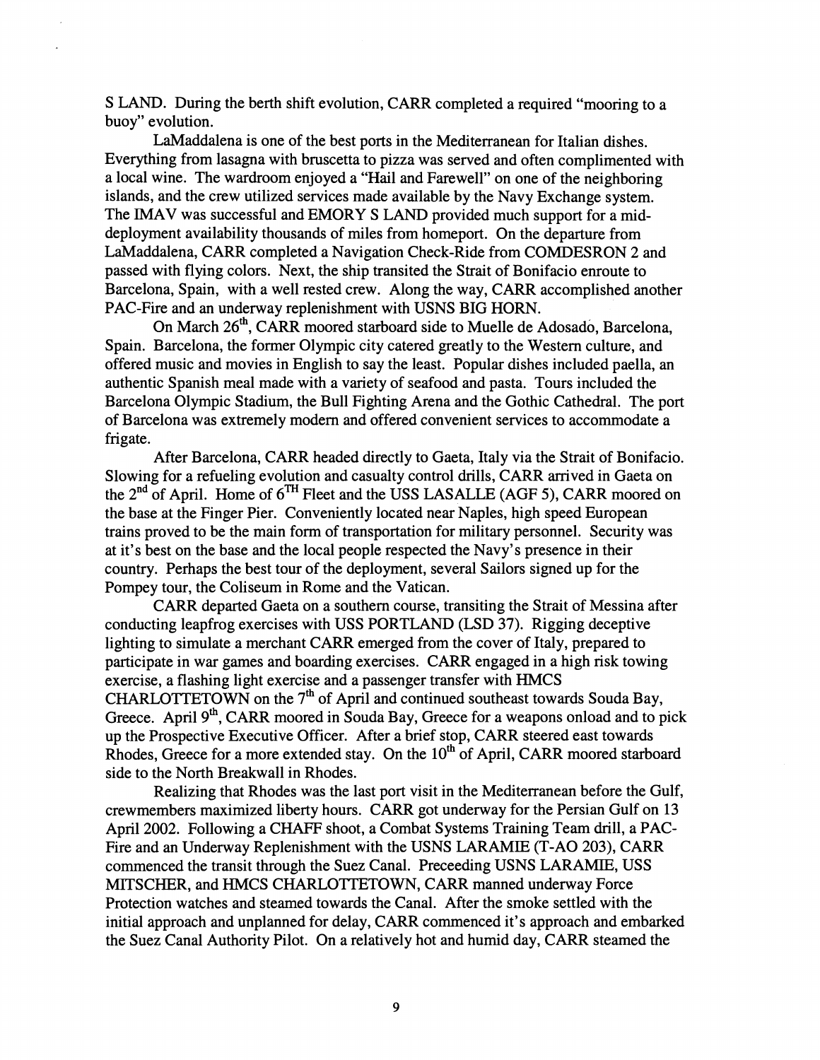S LAND. During the berth shift evolution, CARR completed a required "mooring to a buoy" evolution.

LaMaddalena is one of the best ports in the Mediterranean for Italian dishes. Everything from lasagna with bruscetta to pizza was served and often complimented with a local wine. The wardroom enjoyed a "Hail and Farewell" on one of the neighboring islands, and the crew utilized services made available by the Navy Exchange system. The IMAV was successful and EMORY S LAND provided much support for a mid-deployment availability thousands of miles from homeport. On the departure from LaMaddalena, CARR completed a Navigation Check-Ride from COMDESRON 2 and passed with flying colors. Next, the ship transited the Strait of Bonifacio enroute to Barcelona, Spain, with a well rested crew. Along the way, CARR accomplished another PAC-Fire and an underway replenishment with USNS BIG HORN.

On March 26th, CARR moored starboard side to Muelle de Adosadó, Barcelona, Spain. Barcelona, the former Olympic city catered greatly to the Western culture, and offered music and movies in English to say the least. Popular dishes included paella, an authentic Spanish meal made with a variety of seafood and pasta. Tours included the Barcelona Olympic Stadium, the Bull Fighting Arena and the Gothic Cathedral. The port of Barcelona was extremely modern and offered convenient services to accommodate a frigate.

After Barcelona, CARR headed directly to Gaeta, Italy via the Strait of Bonifacio. Slowing for a refueling evolution and casualty control drills, CARR arrived in Gaeta on the 2nd of April. Home of 6TH Fleet and the USS LASALLE (AGF 5), CARR moored on the base at the Finger Pier. Conveniently located near Naples, high speed European trains proved to be the main form of transportation for military personnel. Security was at it's best on the base and the local people respected the Navy's presence in their country. Perhaps the best tour of the deployment, several Sailors signed up for the Pompey tour, the Coliseum in Rome and the Vatican.

CARR departed Gaeta on a southern course, transiting the Strait of Messina after conducting leapfrog exercises with USS PORTLAND (LSD 37). Rigging deceptive lighting to simulate a merchant CARR emerged from the cover of Italy, prepared to participate in war games and boarding exercises. CARR engaged in a high risk towing exercise, a flashing light exercise and a passenger transfer with HMCS CHARLOTTETOWN on the 7th of April and continued southeast towards Souda Bay, Greece. April 9th, CARR moored in Souda Bay, Greece for a weapons onload and to pick up the Prospective Executive Officer. After a brief stop, CARR steered east towards Rhodes, Greece for a more extended stay. On the 10th of April, CARR moored starboard side to the North Breakwall in Rhodes.

Realizing that Rhodes was the last port visit in the Mediterranean before the Gulf, crewmembers maximized liberty hours. CARR got underway for the Persian Gulf on 13 April 2002. Following a CHAFF shoot, a Combat Systems Training Team drill, a PAC-Fire and an Underway Replenishment with the USNS LARAMIE (T-AO 203), CARR commenced the transit through the Suez Canal. Preceeding USNS LARAMIE, USS MITSCHER, and HMCS CHARLOTTETOWN, CARR manned underway Force Protection watches and steamed towards the Canal. After the smoke settled with the initial approach and unplanned for delay, CARR commenced it's approach and embarked the Suez Canal Authority Pilot. On a relatively hot and humid day, CARR steamed the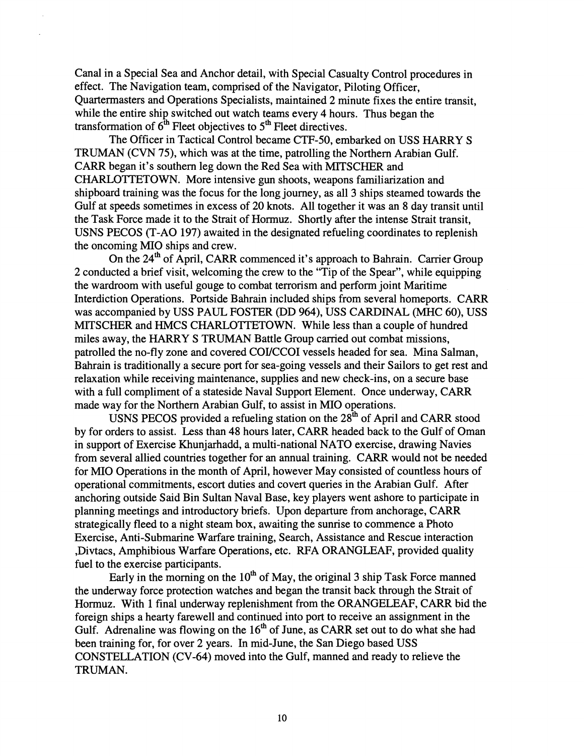Canal in a Special Sea and Anchor detail, with Special Casualty Control procedures in effect. The Navigation team, comprised of the Navigator, Piloting Officer, Quartermasters and Operations Specialists, maintained 2 minute fixes the entire transit, while the entire ship switched out watch teams every 4 hours. Thus began the transformation of 6th Fleet objectives to 5th Fleet directives.

The Officer in Tactical Control became CTF-50, embarked on USS HARRY S TRUMAN (CVN 75), which was at the time, patrolling the Northern Arabian Gulf. CARR began it's southern leg down the Red Sea with MITSCHER and CHARLOTTETOWN. More intensive gun shoots, weapons familiarization and shipboard training was the focus for the long journey, as all 3 ships steamed towards the Gulf at speeds sometimes in excess of 20 knots. All together it was an 8 day transit until the Task Force made it to the Strait of Hormuz. Shortly after the intense Strait transit, USNS PECOS (T-AO 197) awaited in the designated refueling coordinates to replenish the oncoming MIO ships and crew.

On the 24th of April, CARR commenced it's approach to Bahrain. Carrier Group 2 conducted a brief visit, welcoming the crew to the "Tip of the Spear", while equipping the wardroom with useful gouge to combat terrorism and perform joint Maritime Interdiction Operations. Portside Bahrain included ships from several homeports. CARR was accompanied by USS PAUL FOSTER (DD 964), USS CARDINAL (MHC 60), USS MITSCHER and HMCS CHARLOTTETOWN. While less than a couple of hundred miles away, the HARRY S TRUMAN Battle Group carried out combat missions, patrolled the no-fly zone and covered COI/CCOI vessels headed for sea. Mina Salman, Bahrain is traditionally a secure port for sea-going vessels and their Sailors to get rest and relaxation while receiving maintenance, supplies and new check-ins, on a secure base with a full compliment of a stateside Naval Support Element. Once underway, CARR made way for the Northern Arabian Gulf, to assist in MIO operations.

USNS PECOS provided a refueling station on the 28th of April and CARR stood by for orders to assist. Less than 48 hours later, CARR headed back to the Gulf of Oman in support of Exercise Khunjarhadd, a multi-national NATO exercise, drawing Navies from several allied countries together for an annual training. CARR would not be needed for MIO Operations in the month of April, however May consisted of countless hours of operational commitments, escort duties and covert queries in the Arabian Gulf. After anchoring outside Said Bin Sultan Naval Base, key players went ashore to participate in planning meetings and introductory briefs. Upon departure from anchorage, CARR strategically fleed to a night steam box, awaiting the sunrise to commence a Photo Exercise, Anti-Submarine Warfare training, Search, Assistance and Rescue interaction ,Divtacs, Amphibious Warfare Operations, etc. RFA ORANGLEAF, provided quality fuel to the exercise participants.

Early in the morning on the 10th of May, the original 3 ship Task Force manned the underway force protection watches and began the transit back through the Strait of Hormuz. With 1 final underway replenishment from the ORANGELEAF, CARR bid the foreign ships a hearty farewell and continued into port to receive an assignment in the Gulf. Adrenaline was flowing on the 16th of June, as CARR set out to do what she had been training for, for over 2 years. In mid-June, the San Diego based USS CONSTELLATION (CV-64) moved into the Gulf, manned and ready to relieve the TRUMAN.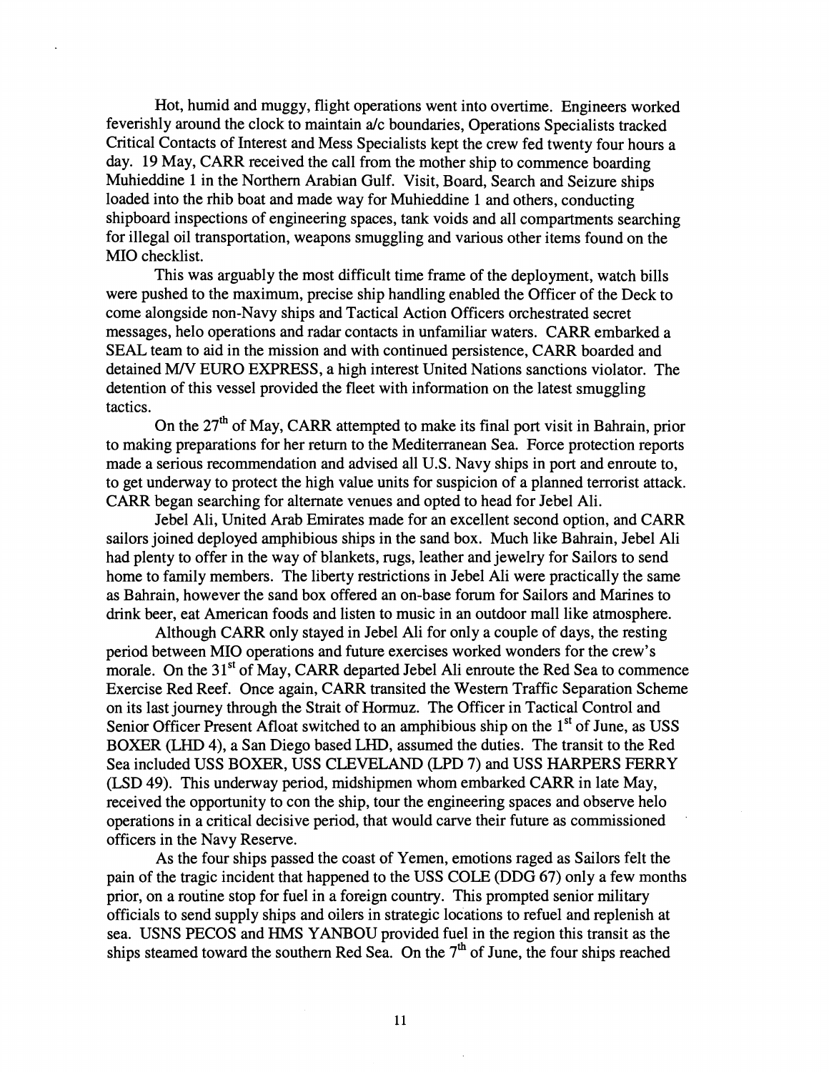Hot, humid and muggy, flight operations went into overtime. Engineers worked feverishly around the clock to maintain a/c boundaries, Operations Specialists tracked Critical Contacts of Interest and Mess Specialists kept the crew fed twenty four hours a day. 19 May, CARR received the call from the mother ship to commence boarding Muhieddine 1 in the Northern Arabian Gulf. Visit, Board, Search and Seizure ships loaded into the rhib boat and made way for Muhieddine 1 and others, conducting shipboard inspections of engineering spaces, tank voids and all compartments searching for illegal oil transportation, weapons smuggling and various other items found on the MIO checklist.

This was arguably the most difficult time frame of the deployment, watch bills were pushed to the maximum, precise ship handling enabled the Officer of the Deck to come alongside non-Navy ships and Tactical Action Officers orchestrated secret messages, helo operations and radar contacts in unfamiliar waters. CARR embarked a SEAL team to aid in the mission and with continued persistence, CARR boarded and detained M/V EURO EXPRESS, a high interest United Nations sanctions violator. The detention of this vessel provided the fleet with information on the latest smuggling tactics.

On the 27th of May, CARR attempted to make its final port visit in Bahrain, prior to making preparations for her return to the Mediterranean Sea. Force protection reports made a serious recommendation and advised all U.S. Navy ships in port and enroute to, to get underway to protect the high value units for suspicion of a planned terrorist attack. CARR began searching for alternate venues and opted to head for Jebel Ali.

Jebel Ali, United Arab Emirates made for an excellent second option, and CARR sailors joined deployed amphibious ships in the sand box. Much like Bahrain, Jebel Ali had plenty to offer in the way of blankets, rugs, leather and jewelry for Sailors to send home to family members. The liberty restrictions in Jebel Ali were practically the same as Bahrain, however the sand box offered an on-base forum for Sailors and Marines to drink beer, eat American foods and listen to music in an outdoor mall like atmosphere.

Although CARR only stayed in Jebel Ali for only a couple of days, the resting period between MIO operations and future exercises worked wonders for the crew's morale. On the 31st of May, CARR departed Jebel Ali enroute the Red Sea to commence Exercise Red Reef. Once again, CARR transited the Western Traffic Separation Scheme on its last journey through the Strait of Hormuz. The Officer in Tactical Control and Senior Officer Present Afloat switched to an amphibious ship on the 1st of June, as USS BOXER (LHD 4), a San Diego based LHD, assumed the duties. The transit to the Red Sea included USS BOXER, USS CLEVELAND (LPD 7) and USS HARPERS FERRY (LSD 49). This underway period, midshipmen whom embarked CARR in late May, received the opportunity to con the ship, tour the engineering spaces and observe helo operations in a critical decisive period, that would carve their future as commissioned officers in the Navy Reserve.

As the four ships passed the coast of Yemen, emotions raged as Sailors felt the pain of the tragic incident that happened to the USS COLE (DDG 67) only a few months prior, on a routine stop for fuel in a foreign country. This prompted senior military officials to send supply ships and oilers in strategic locations to refuel and replenish at sea. USNS PECOS and HMS YANBOU provided fuel in the region this transit as the ships steamed toward the southern Red Sea. On the 7th of June, the four ships reached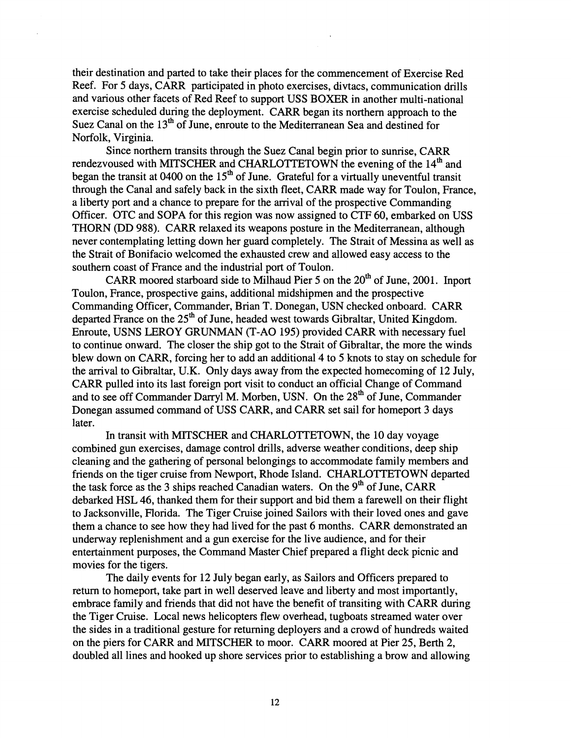their destination and parted to take their places for the commencement of Exercise Red Reef. For 5 days, CARR participated in photo exercises, divtacs, communication drills and various other facets of Red Reef to support USS BOXER in another multi-national exercise scheduled during the deployment. CARR began its northern approach to the Suez Canal on the 13th of June, enroute to the Mediterranean Sea and destined for Norfolk, Virginia.

Since northern transits through the Suez Canal begin prior to sunrise, CARR rendezvoused with MITSCHER and CHARLOTTETOWN the evening of the 14th and began the transit at 0400 on the 15th of June. Grateful for a virtually uneventful transit through the Canal and safely back in the sixth fleet, CARR made way for Toulon, France, a liberty port and a chance to prepare for the arrival of the prospective Commanding Officer. OTC and SOPA for this region was now assigned to CTF 60, embarked on USS THORN (DD 988). CARR relaxed its weapons posture in the Mediterranean, although never contemplating letting down her guard completely. The Strait of Messina as well as the Strait of Bonifacio welcomed the exhausted crew and allowed easy access to the southern coast of France and the industrial port of Toulon.

CARR moored starboard side to Milhaud Pier 5 on the 20th of June, 2001. Inport Toulon, France, prospective gains, additional midshipmen and the prospective Commanding Officer, Commander, Brian T. Donegan, USN checked onboard. CARR departed France on the 25th of June, headed west towards Gibraltar, United Kingdom. Enroute, USNS LEROY GRUNMAN (T-AO 195) provided CARR with necessary fuel to continue onward. The closer the ship got to the Strait of Gibraltar, the more the winds blew down on CARR, forcing her to add an additional 4 to 5 knots to stay on schedule for the arrival to Gibraltar, U.K. Only days away from the expected homecoming of 12 July, CARR pulled into its last foreign port visit to conduct an official Change of Command and to see off Commander Darryl M. Morben, USN. On the 28th of June, Commander Donegan assumed command of USS CARR, and CARR set sail for homeport 3 days later.

In transit with MITSCHER and CHARLOTTETOWN, the 10 day voyage combined gun exercises, damage control drills, adverse weather conditions, deep ship cleaning and the gathering of personal belongings to accommodate family members and friends on the tiger cruise from Newport, Rhode Island. CHARLOTTETOWN departed the task force as the 3 ships reached Canadian waters. On the 9th of June, CARR debarked HSL 46, thanked them for their support and bid them a farewell on their flight to Jacksonville, Florida. The Tiger Cruise joined Sailors with their loved ones and gave them a chance to see how they had lived for the past 6 months. CARR demonstrated an underway replenishment and a gun exercise for the live audience, and for their entertainment purposes, the Command Master Chief prepared a flight deck picnic and movies for the tigers.

The daily events for 12 July began early, as Sailors and Officers prepared to return to homeport, take part in well deserved leave and liberty and most importantly, embrace family and friends that did not have the benefit of transiting with CARR during the Tiger Cruise. Local news helicopters flew overhead, tugboats streamed water over the sides in a traditional gesture for returning deployers and a crowd of hundreds waited on the piers for CARR and MITSCHER to moor. CARR moored at Pier 25, Berth 2, doubled all lines and hooked up shore services prior to establishing a brow and allowing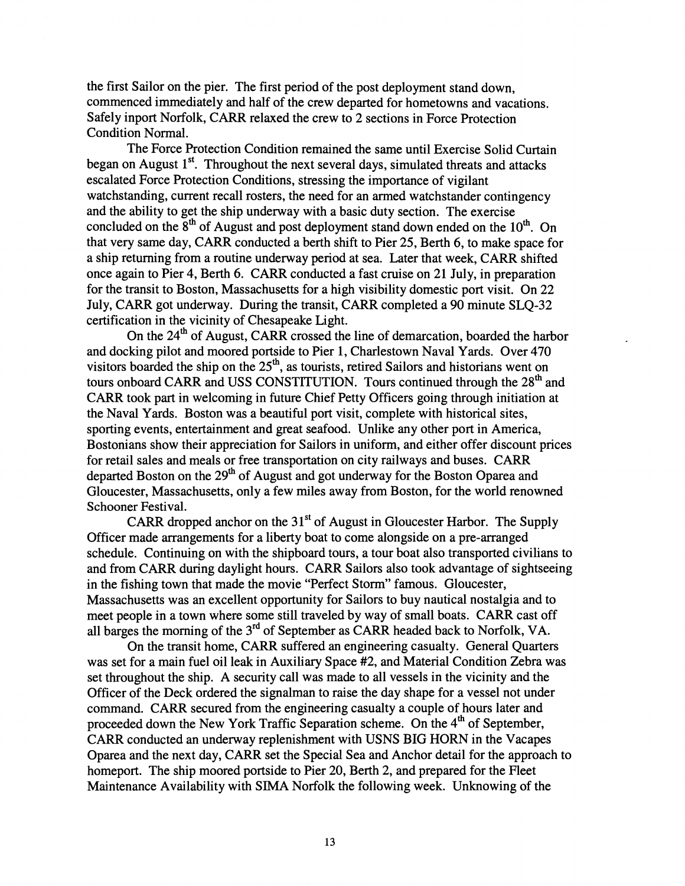the first Sailor on the pier. The first period of the post deployment stand down, commenced immediately and half of the crew departed for hometowns and vacations. Safely inport Norfolk, CARR relaxed the crew to 2 sections in Force Protection Condition Normal.

The Force Protection Condition remained the same until Exercise Solid Curtain began on August 1st. Throughout the next several days, simulated threats and attacks escalated Force Protection Conditions, stressing the importance of vigilant watchstanding, current recall rosters, the need for an armed watchstander contingency and the ability to get the ship underway with a basic duty section. The exercise concluded on the 8th of August and post deployment stand down ended on the 10th. On that very same day, CARR conducted a berth shift to Pier 25, Berth 6, to make space for a ship returning from a routine underway period at sea. Later that week, CARR shifted once again to Pier 4, Berth 6. CARR conducted a fast cruise on 21 July, in preparation for the transit to Boston, Massachusetts for a high visibility domestic port visit. On 22 July, CARR got underway. During the transit, CARR completed a 90 minute SLQ-32 certification in the vicinity of Chesapeake Light.

On the 24th of August, CARR crossed the line of demarcation, boarded the harbor and docking pilot and moored portside to Pier 1, Charlestown Naval Yards. Over 470 visitors boarded the ship on the 25th, as tourists, retired Sailors and historians went on tours onboard CARR and USS CONSTITUTION. Tours continued through the 28th and CARR took part in welcoming in future Chief Petty Officers going through initiation at the Naval Yards. Boston was a beautiful port visit, complete with historical sites, sporting events, entertainment and great seafood. Unlike any other port in America, Bostonians show their appreciation for Sailors in uniform, and either offer discount prices for retail sales and meals or free transportation on city railways and buses. CARR departed Boston on the 29th of August and got underway for the Boston Oparea and Gloucester, Massachusetts, only a few miles away from Boston, for the world renowned Schooner Festival.

CARR dropped anchor on the 31st of August in Gloucester Harbor. The Supply Officer made arrangements for a liberty boat to come alongside on a pre-arranged schedule. Continuing on with the shipboard tours, a tour boat also transported civilians to and from CARR during daylight hours. CARR Sailors also took advantage of sightseeing in the fishing town that made the movie "Perfect Storm" famous. Gloucester, Massachusetts was an excellent opportunity for Sailors to buy nautical nostalgia and to meet people in a town where some still traveled by way of small boats. CARR cast off all barges the morning of the 3rd of September as CARR headed back to Norfolk, VA.

On the transit home, CARR suffered an engineering casualty. General Quarters was set for a main fuel oil leak in Auxiliary Space #2, and Material Condition Zebra was set throughout the ship. A security call was made to all vessels in the vicinity and the Officer of the Deck ordered the signalman to raise the day shape for a vessel not under command. CARR secured from the engineering casualty a couple of hours later and proceeded down the New York Traffic Separation scheme. On the 4th of September, CARR conducted an underway replenishment with USNS BIG HORN in the Vacapes Oparea and the next day, CARR set the Special Sea and Anchor detail for the approach to homeport. The ship moored portside to Pier 20, Berth 2, and prepared for the Fleet Maintenance Availability with SIMA Norfolk the following week. Unknowing of the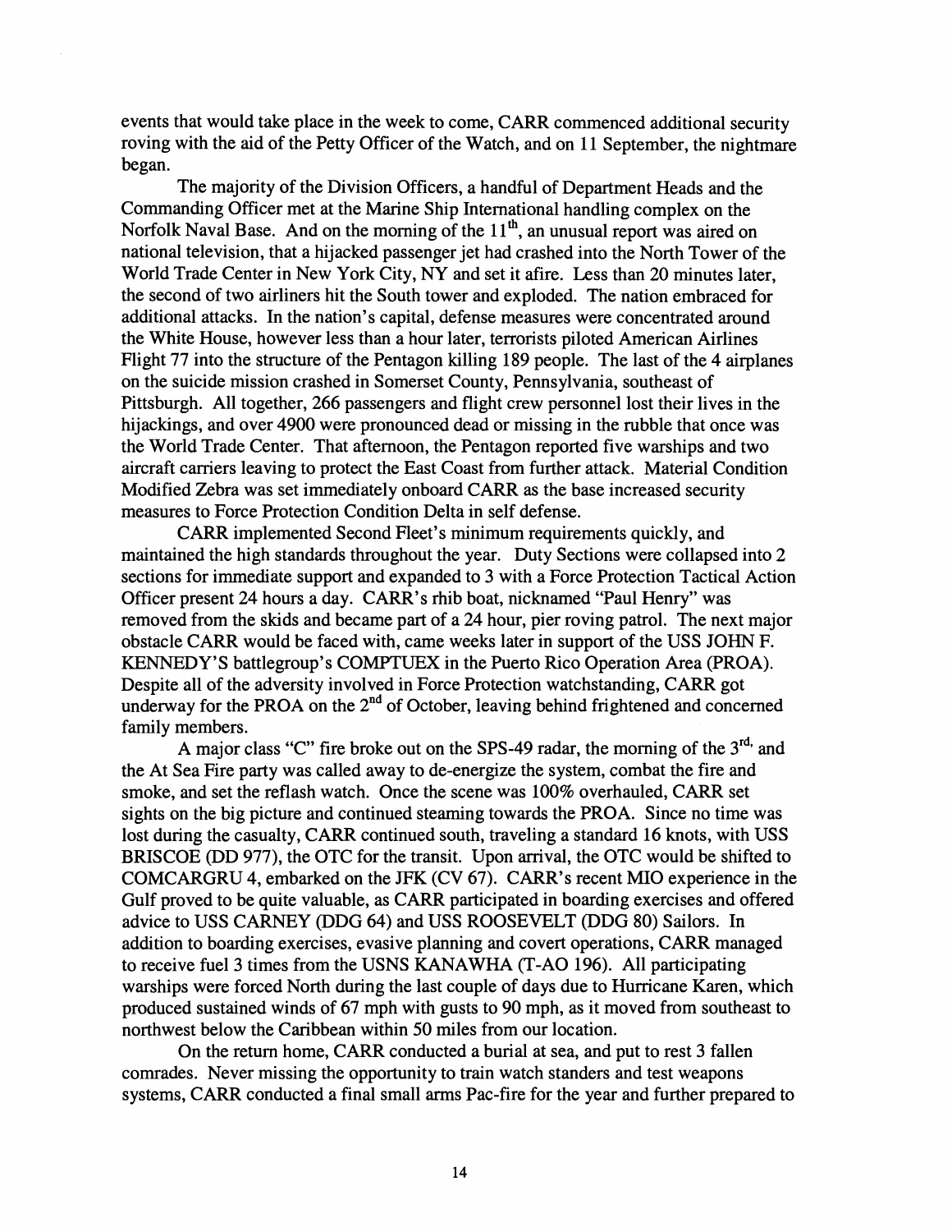events that would take place in the week to come, CARR commenced additional security roving with the aid of the Petty Officer of the Watch, and on 11 September, the nightmare began.

The majority of the Division Officers, a handful of Department Heads and the Commanding Officer met at the Marine Ship International handling complex on the Norfolk Naval Base. And on the morning of the 11th, an unusual report was aired on national television, that a hijacked passenger jet had crashed into the North Tower of the World Trade Center in New York City, NY and set it afire. Less than 20 minutes later, the second of two airliners hit the South tower and exploded. The nation embraced for additional attacks. In the nation's capital, defense measures were concentrated around the White House, however less than a hour later, terrorists piloted American Airlines Flight 77 into the structure of the Pentagon killing 189 people. The last of the 4 airplanes on the suicide mission crashed in Somerset County, Pennsylvania, southeast of Pittsburgh. All together, 266 passengers and flight crew personnel lost their lives in the hijackings, and over 4900 were pronounced dead or missing in the rubble that once was the World Trade Center. That afternoon, the Pentagon reported five warships and two aircraft carriers leaving to protect the East Coast from further attack. Material Condition Modified Zebra was set immediately onboard CARR as the base increased security measures to Force Protection Condition Delta in self defense.

CARR implemented Second Fleet's minimum requirements quickly, and maintained the high standards throughout the year. Duty Sections were collapsed into 2 sections for immediate support and expanded to 3 with a Force Protection Tactical Action Officer present 24 hours a day. CARR's rhib boat, nicknamed "Paul Henry" was removed from the skids and became part of a 24 hour, pier roving patrol. The next major obstacle CARR would be faced with, came weeks later in support of the USS JOHN F. KENNEDY'S battlegroup's COMPTUEX in the Puerto Rico Operation Area (PROA). Despite all of the adversity involved in Force Protection watchstanding, CARR got underway for the PROA on the 2nd of October, leaving behind frightened and concerned family members.

A major class "C" fire broke out on the SPS-49 radar, the morning of the 3rd, and the At Sea Fire party was called away to de-energize the system, combat the fire and smoke, and set the reflash watch. Once the scene was 100% overhauled, CARR set sights on the big picture and continued steaming towards the PROA. Since no time was lost during the casualty, CARR continued south, traveling a standard 16 knots, with USS BRISCOE (DD 977), the OTC for the transit. Upon arrival, the OTC would be shifted to COMCARGRU 4, embarked on the JFK (CV 67). CARR's recent MIO experience in the Gulf proved to be quite valuable, as CARR participated in boarding exercises and offered advice to USS CARNEY (DDG 64) and USS ROOSEVELT (DDG 80) Sailors. In addition to boarding exercises, evasive planning and covert operations, CARR managed to receive fuel 3 times from the USNS KANAWHA (T-AO 196). All participating warships were forced North during the last couple of days due to Hurricane Karen, which produced sustained winds of 67 mph with gusts to 90 mph, as it moved from southeast to northwest below the Caribbean within 50 miles from our location.

On the return home, CARR conducted a burial at sea, and put to rest 3 fallen comrades. Never missing the opportunity to train watch standers and test weapons systems, CARR conducted a final small arms Pac-fire for the year and further prepared to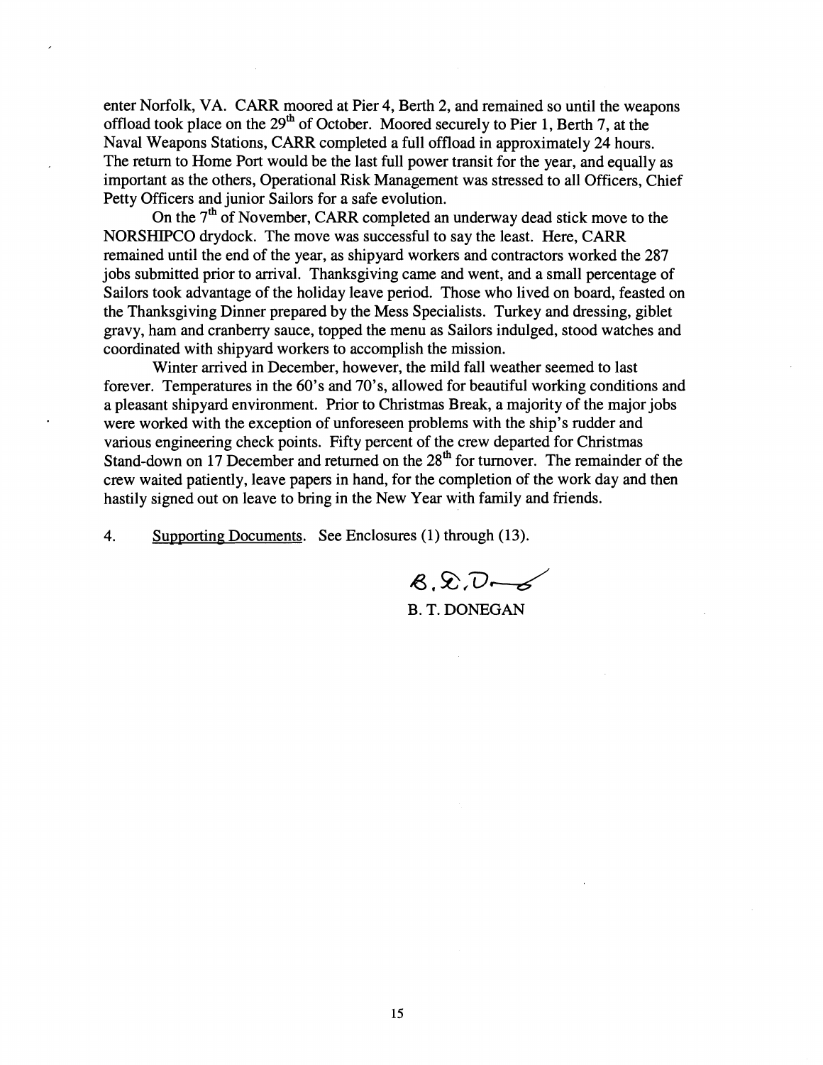enter Norfolk, VA. CARR moored at Pier 4, Berth 2, and remained so until the weapons offload took place on the 29th of October. Moored securely to Pier 1, Berth 7, at the Naval Weapons Stations, CARR completed a full offload in approximately 24 hours. The return to Home Port would be the last full power transit for the year, and equally as important as the others, Operational Risk Management was stressed to all Officers, Chief Petty Officers and junior Sailors for a safe evolution.

On the 7th of November, CARR completed an underway dead stick move to the NORSHIPCO drydock. The move was successful to say the least. Here, CARR remained until the end of the year, as shipyard workers and contractors worked the 287 jobs submitted prior to arrival. Thanksgiving came and went, and a small percentage of Sailors took advantage of the holiday leave period. Those who lived on board, feasted on the Thanksgiving Dinner prepared by the Mess Specialists. Turkey and dressing, giblet gravy, ham and cranberry sauce, topped the menu as Sailors indulged, stood watches and coordinated with shipyard workers to accomplish the mission.

Winter arrived in December, however, the mild fall weather seemed to last forever. Temperatures in the 60's and 70's, allowed for beautiful working conditions and a pleasant shipyard environment. Prior to Christmas Break, a majority of the major jobs were worked with the exception of unforeseen problems with the ship's rudder and various engineering check points. Fifty percent of the crew departed for Christmas Stand-down on 17 December and returned on the 28th for turnover. The remainder of the crew waited patiently, leave papers in hand, for the completion of the work day and then hastily signed out on leave to bring in the New Year with family and friends.

4. Supporting Documents. See Enclosures (1) through (13).

B. T. DONEGAN